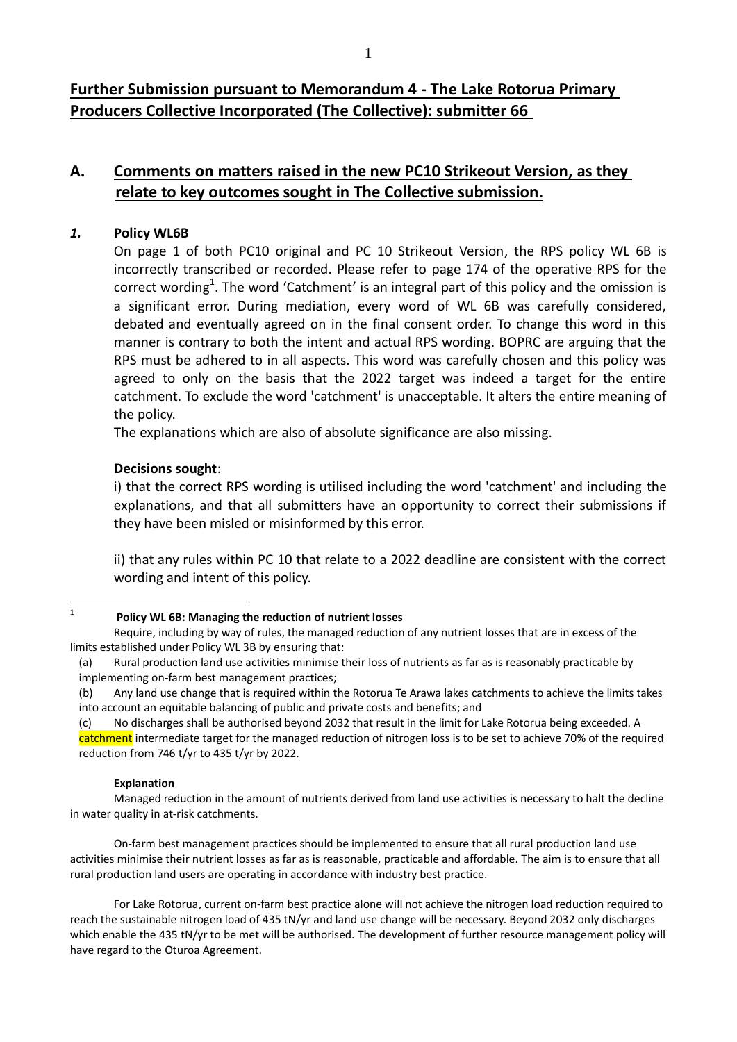# Further Submission pursuant to Memorandum 4 - The Lake Rotorua Primary Producers Collective Incorporated (The Collective): submitter 66

## A. Comments on matters raised in the new PC10 Strikeout Version, as they relate to key outcomes sought in The Collective submission.

### *1.* Policy WL6B

On page 1 of both PC10 original and PC 10 Strikeout Version, the RPS policy WL 6B is incorrectly transcribed or recorded. Please refer to page 174 of the operative RPS for the correct wording[1]. The word 'Catchment' is an integral part of this policy and the omission is a significant error. During mediation, every word of WL 6B was carefully considered, debated and eventually agreed on in the final consent order. To change this word in this manner is contrary to both the intent and actual RPS wording. BOPRC are arguing that the RPS must be adhered to in all aspects. This word was carefully chosen and this policy was agreed to only on the basis that the 2022 target was indeed a target for the entire catchment. To exclude the word 'catchment' is unacceptable. It alters the entire meaning of the policy.

The explanations which are also of absolute significance are also missing.

**Decisions sought**:

i) that the correct RPS wording is utilised including the word 'catchment' and including the explanations, and that all submitters have an opportunity to correct their submissions if they have been misled or misinformed by this error.

ii) that any rules within PC 10 that relate to a 2022 deadline are consistent with the correct wording and intent of this policy.

---

[1] **Policy WL 6B: Managing the reduction of nutrient losses**

Require, including by way of rules, the managed reduction of any nutrient losses that are in excess of the limits established under Policy WL 3B by ensuring that:

(a) Rural production land use activities minimise their loss of nutrients as far as is reasonably practicable by implementing on-farm best management practices;

(b) Any land use change that is required within the Rotorua Te Arawa lakes catchments to achieve the limits takes into account an equitable balancing of public and private costs and benefits; and

(c) No discharges shall be authorised beyond 2032 that result in the limit for Lake Rotorua being exceeded. A catchment intermediate target for the managed reduction of nitrogen loss is to be set to achieve 70% of the required reduction from 746 t/yr to 435 t/yr by 2022.

**Explanation**

Managed reduction in the amount of nutrients derived from land use activities is necessary to halt the decline in water quality in at-risk catchments.

On-farm best management practices should be implemented to ensure that all rural production land use activities minimise their nutrient losses as far as is reasonable, practicable and affordable. The aim is to ensure that all rural production land users are operating in accordance with industry best practice.

For Lake Rotorua, current on-farm best practice alone will not achieve the nitrogen load reduction required to reach the sustainable nitrogen load of 435 tN/yr and land use change will be necessary. Beyond 2032 only discharges which enable the 435 tN/yr to be met will be authorised. The development of further resource management policy will have regard to the Oturoa Agreement.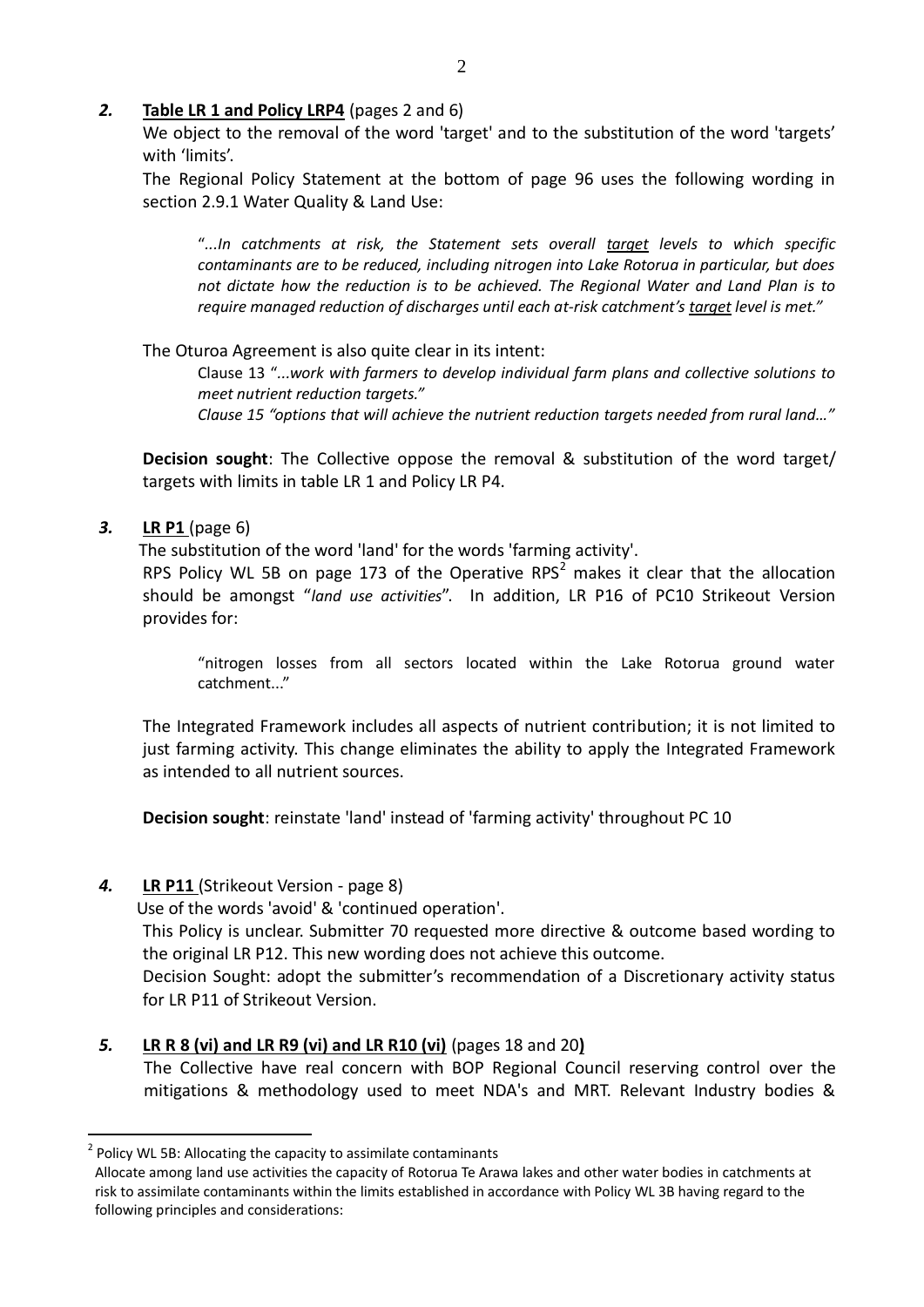*2.* **Table LR 1 and Policy LRP4** (pages 2 and 6)

We object to the removal of the word 'target' and to the substitution of the word 'targets' with 'limits'.

The Regional Policy Statement at the bottom of page 96 uses the following wording in section 2.9.1 Water Quality & Land Use:

> "*...In catchments at risk, the Statement sets overall target levels to which specific contaminants are to be reduced, including nitrogen into Lake Rotorua in particular, but does not dictate how the reduction is to be achieved. The Regional Water and Land Plan is to require managed reduction of discharges until each at-risk catchment's target level is met."*

The Oturoa Agreement is also quite clear in its intent:

> Clause 13 "*...work with farmers to develop individual farm plans and collective solutions to meet nutrient reduction targets."*
>
> *Clause 15 "options that will achieve the nutrient reduction targets needed from rural land…"*

**Decision sought**: The Collective oppose the removal & substitution of the word target/ targets with limits in table LR 1 and Policy LR P4.

*3.* **LR P1** (page 6)

The substitution of the word 'land' for the words 'farming activity'.

RPS Policy WL 5B on page 173 of the Operative RPS[2] makes it clear that the allocation should be amongst "*land use activities*". In addition, LR P16 of PC10 Strikeout Version provides for:

> "nitrogen losses from all sectors located within the Lake Rotorua ground water catchment..."

The Integrated Framework includes all aspects of nutrient contribution; it is not limited to just farming activity. This change eliminates the ability to apply the Integrated Framework as intended to all nutrient sources.

**Decision sought**: reinstate 'land' instead of 'farming activity' throughout PC 10

*4.* **LR P11** (Strikeout Version - page 8)

Use of the words 'avoid' & 'continued operation'.

This Policy is unclear. Submitter 70 requested more directive & outcome based wording to the original LR P12. This new wording does not achieve this outcome.

Decision Sought: adopt the submitter's recommendation of a Discretionary activity status for LR P11 of Strikeout Version.

*5.* **LR R 8 (vi) and LR R9 (vi) and LR R10 (vi)** (pages 18 and 20**)**

The Collective have real concern with BOP Regional Council reserving control over the mitigations & methodology used to meet NDA's and MRT. Relevant Industry bodies &

---

[2] Policy WL 5B: Allocating the capacity to assimilate contaminants
Allocate among land use activities the capacity of Rotorua Te Arawa lakes and other water bodies in catchments at risk to assimilate contaminants within the limits established in accordance with Policy WL 3B having regard to the following principles and considerations: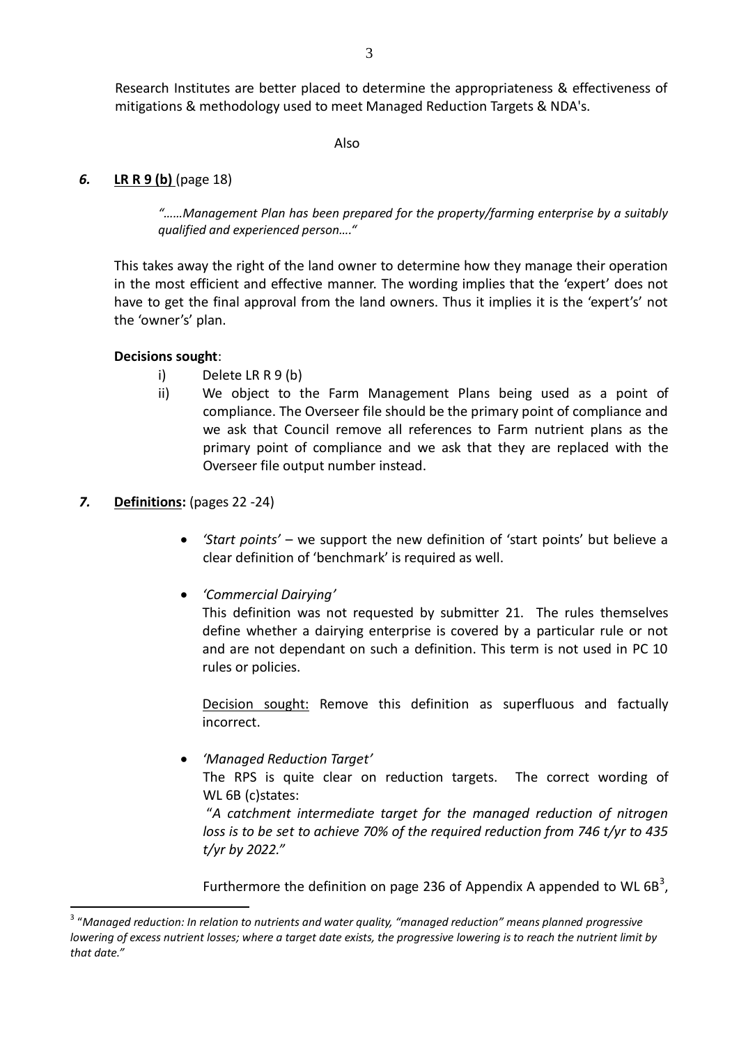Research Institutes are better placed to determine the appropriateness & effectiveness of mitigations & methodology used to meet Managed Reduction Targets & NDA's.

Also

***6.*** **LR R 9 (b)** (page 18)

> *"……Management Plan has been prepared for the property/farming enterprise by a suitably qualified and experienced person…."*

This takes away the right of the land owner to determine how they manage their operation in the most efficient and effective manner. The wording implies that the 'expert' does not have to get the final approval from the land owners. Thus it implies it is the 'expert's' not the 'owner's' plan.

**Decisions sought**:

i) Delete LR R 9 (b)

ii) We object to the Farm Management Plans being used as a point of compliance. The Overseer file should be the primary point of compliance and we ask that Council remove all references to Farm nutrient plans as the primary point of compliance and we ask that they are replaced with the Overseer file output number instead.

***7.*** **Definitions:** (pages 22 -24)

- *'Start points'* – we support the new definition of 'start points' but believe a clear definition of 'benchmark' is required as well.

- *'Commercial Dairying'*

  This definition was not requested by submitter 21. The rules themselves define whether a dairying enterprise is covered by a particular rule or not and are not dependant on such a definition. This term is not used in PC 10 rules or policies.

  Decision sought: Remove this definition as superfluous and factually incorrect.

- *'Managed Reduction Target'*

  The RPS is quite clear on reduction targets. The correct wording of WL 6B (c)states:

  "*A catchment intermediate target for the managed reduction of nitrogen loss is to be set to achieve 70% of the required reduction from 746 t/yr to 435 t/yr by 2022."*

  Furthermore the definition on page 236 of Appendix A appended to WL 6B[3],

[3] "*Managed reduction: In relation to nutrients and water quality, "managed reduction" means planned progressive lowering of excess nutrient losses; where a target date exists, the progressive lowering is to reach the nutrient limit by that date."*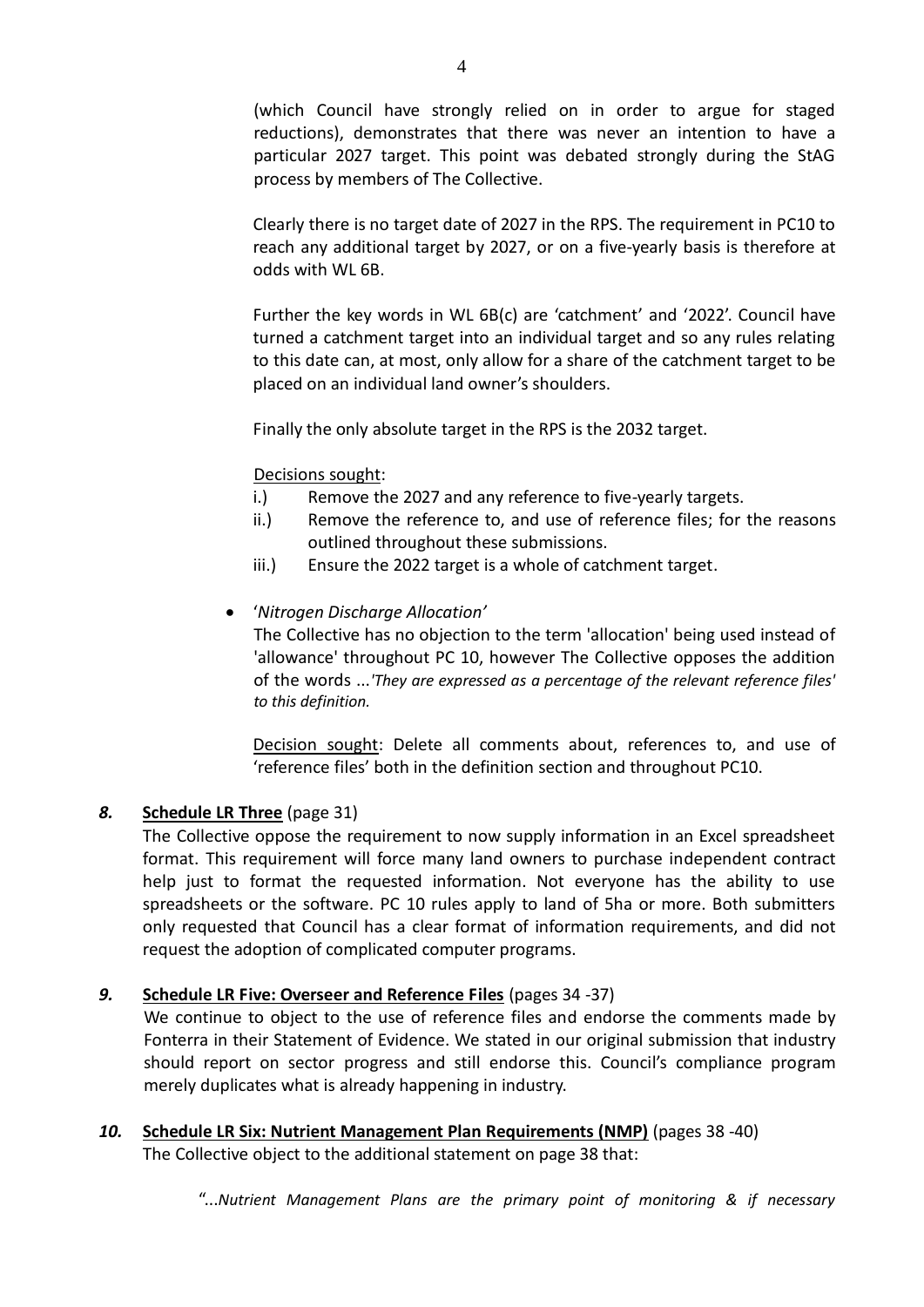(which Council have strongly relied on in order to argue for staged reductions), demonstrates that there was never an intention to have a particular 2027 target. This point was debated strongly during the StAG process by members of The Collective.

Clearly there is no target date of 2027 in the RPS. The requirement in PC10 to reach any additional target by 2027, or on a five-yearly basis is therefore at odds with WL 6B.

Further the key words in WL 6B(c) are 'catchment' and '2022'. Council have turned a catchment target into an individual target and so any rules relating to this date can, at most, only allow for a share of the catchment target to be placed on an individual land owner's shoulders.

Finally the only absolute target in the RPS is the 2032 target.

Decisions sought:

i.) Remove the 2027 and any reference to five-yearly targets.
ii.) Remove the reference to, and use of reference files; for the reasons outlined throughout these submissions.
iii.) Ensure the 2022 target is a whole of catchment target.

- '*Nitrogen Discharge Allocation*'

  The Collective has no objection to the term 'allocation' being used instead of 'allowance' throughout PC 10, however The Collective opposes the addition of the words ...*'They are expressed as a percentage of the relevant reference files' to this definition.*

  Decision sought: Delete all comments about, references to, and use of 'reference files' both in the definition section and throughout PC10.

***8.*** **Schedule LR Three** (page 31)

The Collective oppose the requirement to now supply information in an Excel spreadsheet format. This requirement will force many land owners to purchase independent contract help just to format the requested information. Not everyone has the ability to use spreadsheets or the software. PC 10 rules apply to land of 5ha or more. Both submitters only requested that Council has a clear format of information requirements, and did not request the adoption of complicated computer programs.

***9.*** **Schedule LR Five: Overseer and Reference Files** (pages 34 -37)

We continue to object to the use of reference files and endorse the comments made by Fonterra in their Statement of Evidence. We stated in our original submission that industry should report on sector progress and still endorse this. Council's compliance program merely duplicates what is already happening in industry.

***10.*** **Schedule LR Six: Nutrient Management Plan Requirements (NMP)** (pages 38 -40)

The Collective object to the additional statement on page 38 that:

"...*Nutrient Management Plans are the primary point of monitoring & if necessary*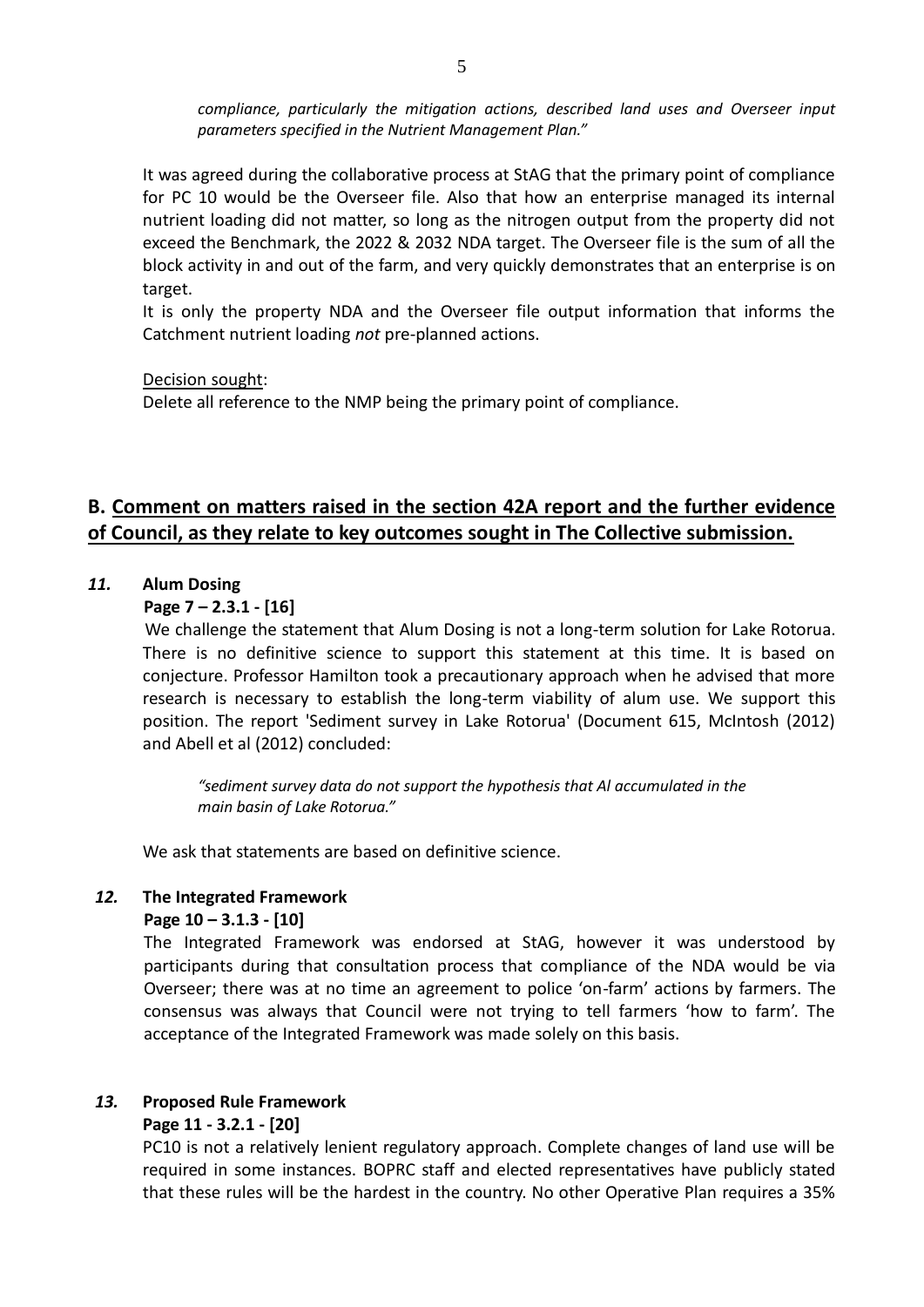*compliance, particularly the mitigation actions, described land uses and Overseer input parameters specified in the Nutrient Management Plan."*

It was agreed during the collaborative process at StAG that the primary point of compliance for PC 10 would be the Overseer file. Also that how an enterprise managed its internal nutrient loading did not matter, so long as the nitrogen output from the property did not exceed the Benchmark, the 2022 & 2032 NDA target. The Overseer file is the sum of all the block activity in and out of the farm, and very quickly demonstrates that an enterprise is on target.

It is only the property NDA and the Overseer file output information that informs the Catchment nutrient loading *not* pre-planned actions.

Decision sought:

Delete all reference to the NMP being the primary point of compliance.

## B. Comment on matters raised in the section 42A report and the further evidence of Council, as they relate to key outcomes sought in The Collective submission.

***11.*** **Alum Dosing**

**Page 7 – 2.3.1 - [16]**

We challenge the statement that Alum Dosing is not a long-term solution for Lake Rotorua. There is no definitive science to support this statement at this time. It is based on conjecture. Professor Hamilton took a precautionary approach when he advised that more research is necessary to establish the long-term viability of alum use. We support this position. The report 'Sediment survey in Lake Rotorua' (Document 615, McIntosh (2012) and Abell et al (2012) concluded:

> *"sediment survey data do not support the hypothesis that Al accumulated in the main basin of Lake Rotorua."*

We ask that statements are based on definitive science.

***12.*** **The Integrated Framework**

**Page 10 – 3.1.3 - [10]**

The Integrated Framework was endorsed at StAG, however it was understood by participants during that consultation process that compliance of the NDA would be via Overseer; there was at no time an agreement to police 'on-farm' actions by farmers. The consensus was always that Council were not trying to tell farmers 'how to farm'. The acceptance of the Integrated Framework was made solely on this basis.

***13.*** **Proposed Rule Framework**

**Page 11 - 3.2.1 - [20]**

PC10 is not a relatively lenient regulatory approach. Complete changes of land use will be required in some instances. BOPRC staff and elected representatives have publicly stated that these rules will be the hardest in the country. No other Operative Plan requires a 35%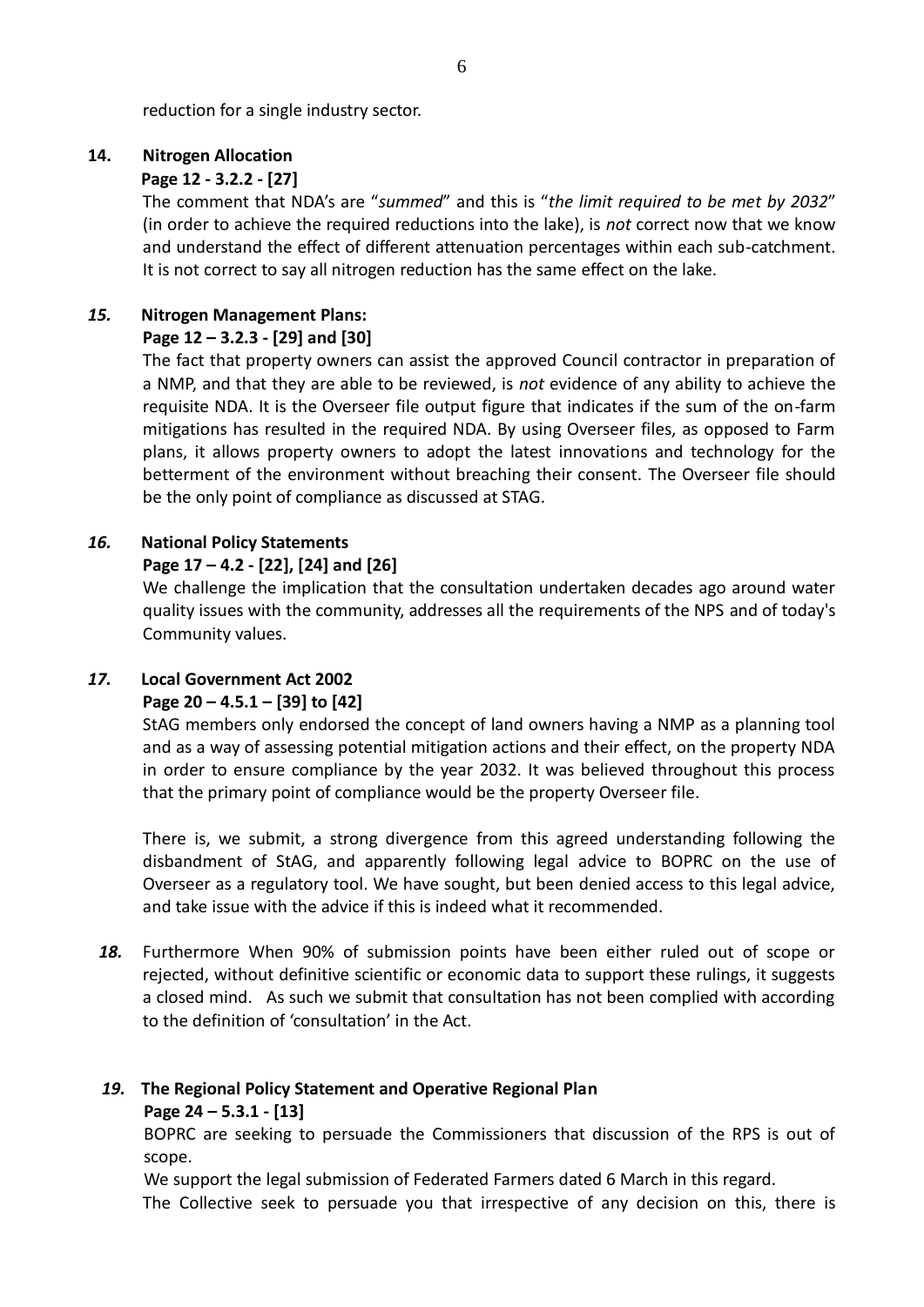reduction for a single industry sector.

**14. Nitrogen Allocation**

**Page 12 - 3.2.2 - [27]**

The comment that NDA's are "*summed*" and this is "*the limit required to be met by 2032*" (in order to achieve the required reductions into the lake), is *not* correct now that we know and understand the effect of different attenuation percentages within each sub-catchment. It is not correct to say all nitrogen reduction has the same effect on the lake.

***15.* Nitrogen Management Plans:**

**Page 12 – 3.2.3 - [29] and [30]**

The fact that property owners can assist the approved Council contractor in preparation of a NMP, and that they are able to be reviewed, is *not* evidence of any ability to achieve the requisite NDA. It is the Overseer file output figure that indicates if the sum of the on-farm mitigations has resulted in the required NDA. By using Overseer files, as opposed to Farm plans, it allows property owners to adopt the latest innovations and technology for the betterment of the environment without breaching their consent. The Overseer file should be the only point of compliance as discussed at STAG.

***16.* National Policy Statements**

**Page 17 – 4.2 - [22], [24] and [26]**

We challenge the implication that the consultation undertaken decades ago around water quality issues with the community, addresses all the requirements of the NPS and of today's Community values.

***17.* Local Government Act 2002**

**Page 20 – 4.5.1 – [39] to [42]**

StAG members only endorsed the concept of land owners having a NMP as a planning tool and as a way of assessing potential mitigation actions and their effect, on the property NDA in order to ensure compliance by the year 2032. It was believed throughout this process that the primary point of compliance would be the property Overseer file.

There is, we submit, a strong divergence from this agreed understanding following the disbandment of StAG, and apparently following legal advice to BOPRC on the use of Overseer as a regulatory tool. We have sought, but been denied access to this legal advice, and take issue with the advice if this is indeed what it recommended.

***18.*** Furthermore When 90% of submission points have been either ruled out of scope or rejected, without definitive scientific or economic data to support these rulings, it suggests a closed mind. As such we submit that consultation has not been complied with according to the definition of 'consultation' in the Act.

***19.* The Regional Policy Statement and Operative Regional Plan**

**Page 24 – 5.3.1 - [13]**

BOPRC are seeking to persuade the Commissioners that discussion of the RPS is out of scope.

We support the legal submission of Federated Farmers dated 6 March in this regard.

The Collective seek to persuade you that irrespective of any decision on this, there is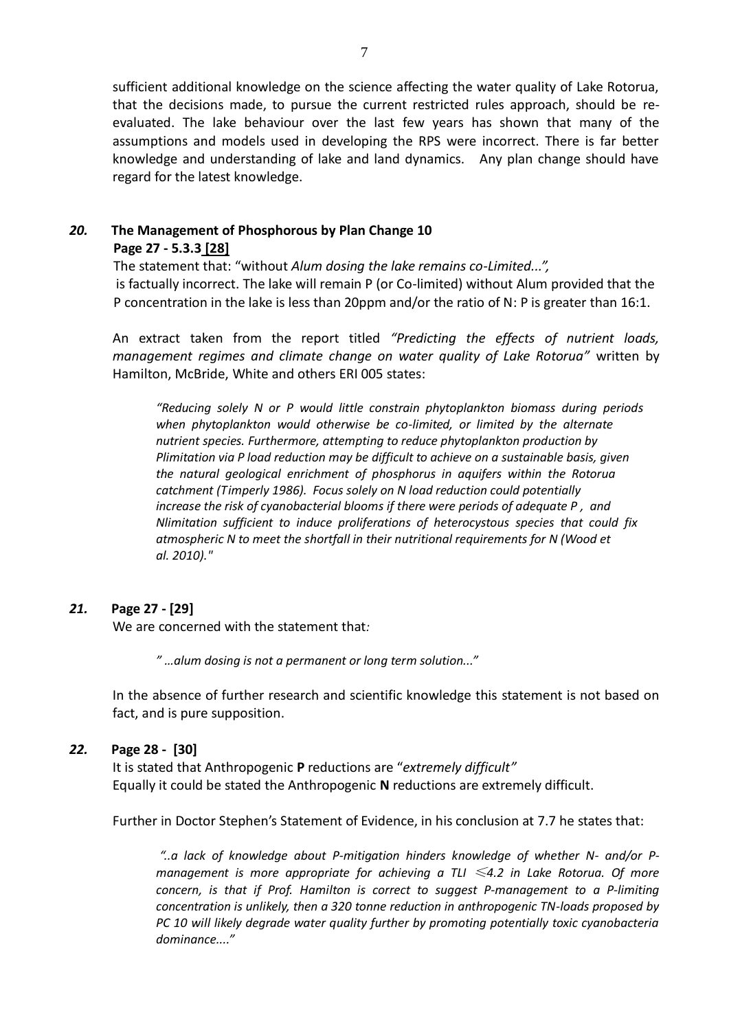sufficient additional knowledge on the science affecting the water quality of Lake Rotorua, that the decisions made, to pursue the current restricted rules approach, should be re-evaluated. The lake behaviour over the last few years has shown that many of the assumptions and models used in developing the RPS were incorrect. There is far better knowledge and understanding of lake and land dynamics. Any plan change should have regard for the latest knowledge.

### *20.* The Management of Phosphorous by Plan Change 10

**Page 27 - 5.3.3 [28]**

The statement that: "without *Alum dosing the lake remains co-Limited...",* is factually incorrect. The lake will remain P (or Co-limited) without Alum provided that the P concentration in the lake is less than 20ppm and/or the ratio of N: P is greater than 16:1.

An extract taken from the report titled *"Predicting the effects of nutrient loads, management regimes and climate change on water quality of Lake Rotorua"* written by Hamilton, McBride, White and others ERI 005 states:

> *"Reducing solely N or P would little constrain phytoplankton biomass during periods when phytoplankton would otherwise be co-limited, or limited by the alternate nutrient species. Furthermore, attempting to reduce phytoplankton production by Plimitation via P load reduction may be difficult to achieve on a sustainable basis, given the natural geological enrichment of phosphorus in aquifers within the Rotorua catchment (Timperly 1986). Focus solely on N load reduction could potentially increase the risk of cyanobacterial blooms if there were periods of adequate P , and Nlimitation sufficient to induce proliferations of heterocystous species that could fix atmospheric N to meet the shortfall in their nutritional requirements for N (Wood et al. 2010)."*

### *21.* Page 27 - [29]

We are concerned with the statement that*:*

> *" ...alum dosing is not a permanent or long term solution..."*

In the absence of further research and scientific knowledge this statement is not based on fact, and is pure supposition.

### *22.* Page 28 - [30]

It is stated that Anthropogenic **P** reductions are "*extremely difficult"*
Equally it could be stated the Anthropogenic **N** reductions are extremely difficult.

Further in Doctor Stephen's Statement of Evidence, in his conclusion at 7.7 he states that:

> *"..a lack of knowledge about P-mitigation hinders knowledge of whether N- and/or P-management is more appropriate for achieving a TLI ≤4.2 in Lake Rotorua. Of more concern, is that if Prof. Hamilton is correct to suggest P-management to a P-limiting concentration is unlikely, then a 320 tonne reduction in anthropogenic TN-loads proposed by PC 10 will likely degrade water quality further by promoting potentially toxic cyanobacteria dominance...."*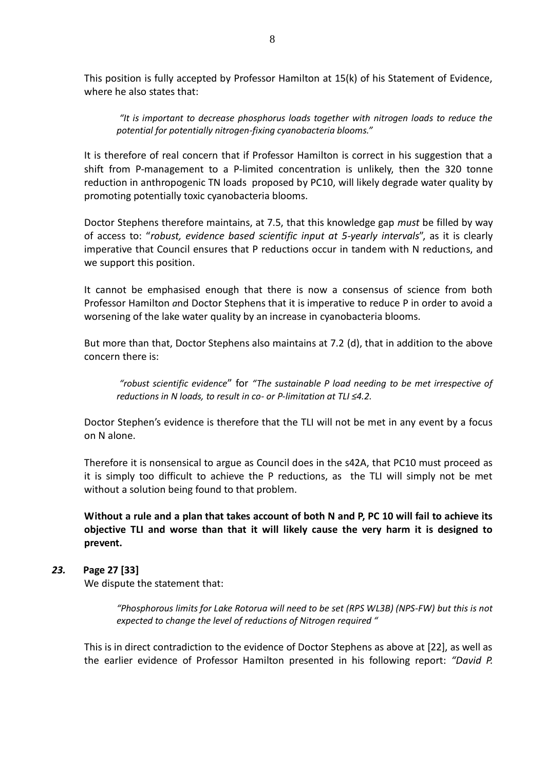This position is fully accepted by Professor Hamilton at 15(k) of his Statement of Evidence, where he also states that:

> *"It is important to decrease phosphorus loads together with nitrogen loads to reduce the potential for potentially nitrogen-fixing cyanobacteria blooms."*

It is therefore of real concern that if Professor Hamilton is correct in his suggestion that a shift from P-management to a P-limited concentration is unlikely, then the 320 tonne reduction in anthropogenic TN loads proposed by PC10, will likely degrade water quality by promoting potentially toxic cyanobacteria blooms.

Doctor Stephens therefore maintains, at 7.5, that this knowledge gap *must* be filled by way of access to: "*robust, evidence based scientific input at 5-yearly intervals*", as it is clearly imperative that Council ensures that P reductions occur in tandem with N reductions, and we support this position.

It cannot be emphasised enough that there is now a consensus of science from both Professor Hamilton *a*nd Doctor Stephens that it is imperative to reduce P in order to avoid a worsening of the lake water quality by an increase in cyanobacteria blooms.

But more than that, Doctor Stephens also maintains at 7.2 (d), that in addition to the above concern there is:

> *"robust scientific evidence*" for *"The sustainable P load needing to be met irrespective of reductions in N loads, to result in co- or P-limitation at TLI ≤4.2.*

Doctor Stephen's evidence is therefore that the TLI will not be met in any event by a focus on N alone.

Therefore it is nonsensical to argue as Council does in the s42A, that PC10 must proceed as it is simply too difficult to achieve the P reductions, as the TLI will simply not be met without a solution being found to that problem.

**Without a rule and a plan that takes account of both N and P, PC 10 will fail to achieve its objective TLI and worse than that it will likely cause the very harm it is designed to prevent.**

***23.*** **Page 27 [33]**

We dispute the statement that:

> *"Phosphorous limits for Lake Rotorua will need to be set (RPS WL3B) (NPS-FW) but this is not expected to change the level of reductions of Nitrogen required "*

This is in direct contradiction to the evidence of Doctor Stephens as above at [22], as well as the earlier evidence of Professor Hamilton presented in his following report: *"David P.*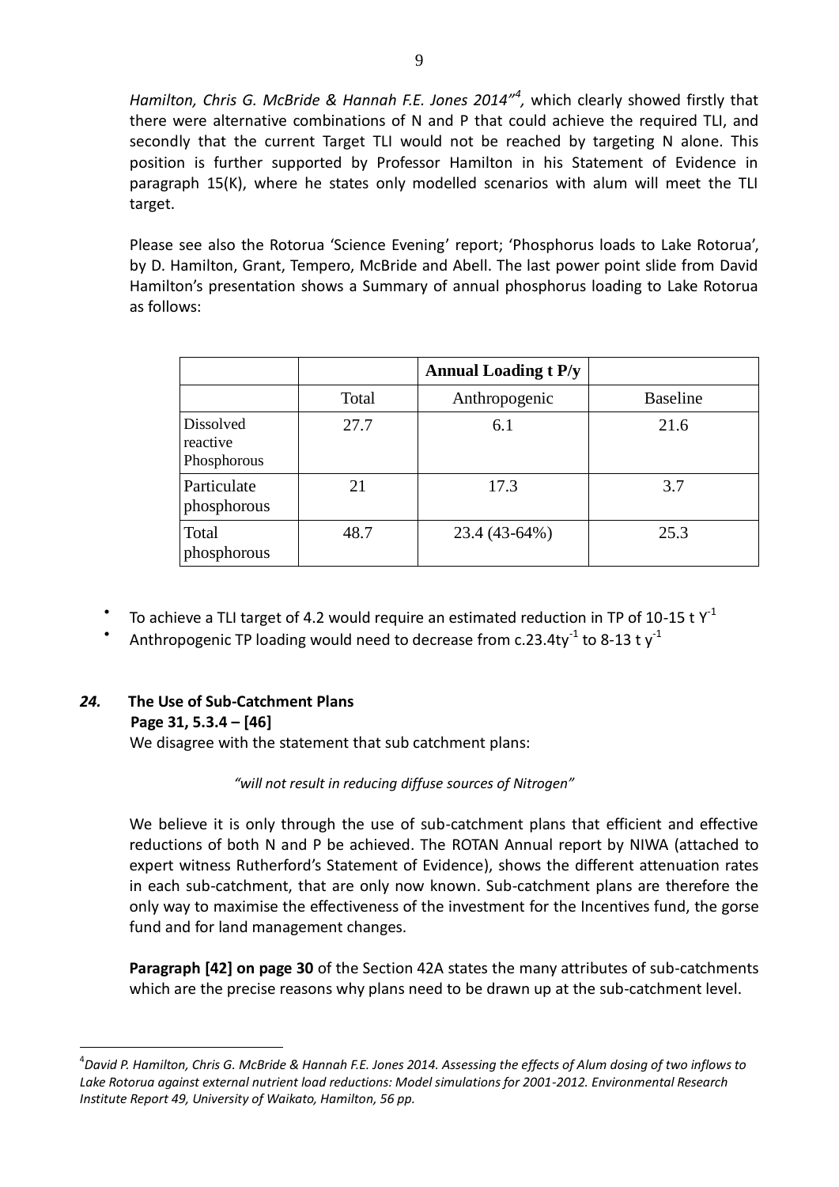*Hamilton, Chris G. McBride & Hannah F.E. Jones 2014"*[4]*,* which clearly showed firstly that there were alternative combinations of N and P that could achieve the required TLI, and secondly that the current Target TLI would not be reached by targeting N alone. This position is further supported by Professor Hamilton in his Statement of Evidence in paragraph 15(K), where he states only modelled scenarios with alum will meet the TLI target.

Please see also the Rotorua 'Science Evening' report; 'Phosphorus loads to Lake Rotorua', by D. Hamilton, Grant, Tempero, McBride and Abell. The last power point slide from David Hamilton's presentation shows a Summary of annual phosphorus loading to Lake Rotorua as follows:

| | | **Annual Loading t P/y** | |
|---|---|---|---|
| | Total | Anthropogenic | Baseline |
| Dissolved reactive Phosphorous | 27.7 | 6.1 | 21.6 |
| Particulate phosphorous | 21 | 17.3 | 3.7 |
| Total phosphorous | 48.7 | 23.4 (43-64%) | 25.3 |

- To achieve a TLI target of 4.2 would require an estimated reduction in TP of 10-15 t $Y^{-1}$
- Anthropogenic TP loading would need to decrease from c.23.4t$y^{-1}$ to 8-13 t $y^{-1}$

### *24.* The Use of Sub-Catchment Plans

**Page 31, 5.3.4 – [46]**

We disagree with the statement that sub catchment plans:

*"will not result in reducing diffuse sources of Nitrogen"*

We believe it is only through the use of sub-catchment plans that efficient and effective reductions of both N and P be achieved. The ROTAN Annual report by NIWA (attached to expert witness Rutherford's Statement of Evidence), shows the different attenuation rates in each sub-catchment, that are only now known. Sub-catchment plans are therefore the only way to maximise the effectiveness of the investment for the Incentives fund, the gorse fund and for land management changes.

**Paragraph [42] on page 30** of the Section 42A states the many attributes of sub-catchments which are the precise reasons why plans need to be drawn up at the sub-catchment level.

[4] *David P. Hamilton, Chris G. McBride & Hannah F.E. Jones 2014. Assessing the effects of Alum dosing of two inflows to Lake Rotorua against external nutrient load reductions: Model simulations for 2001-2012. Environmental Research Institute Report 49, University of Waikato, Hamilton, 56 pp.*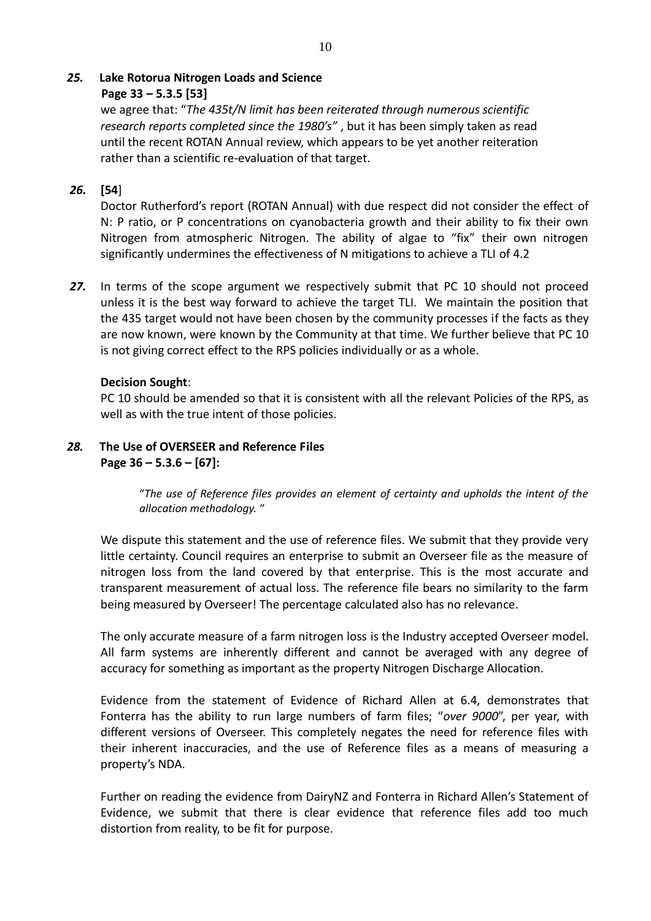***25.*** **Lake Rotorua Nitrogen Loads and Science**

**Page 33 – 5.3.5 [53]**

we agree that: "*The 435t/N limit has been reiterated through numerous scientific research reports completed since the 1980's"* , but it has been simply taken as read until the recent ROTAN Annual review, which appears to be yet another reiteration rather than a scientific re-evaluation of that target.

***26.*** **[54**]

Doctor Rutherford's report (ROTAN Annual) with due respect did not consider the effect of N: P ratio, or P concentrations on cyanobacteria growth and their ability to fix their own Nitrogen from atmospheric Nitrogen. The ability of algae to "fix" their own nitrogen significantly undermines the effectiveness of N mitigations to achieve a TLI of 4.2

***27.*** In terms of the scope argument we respectively submit that PC 10 should not proceed unless it is the best way forward to achieve the target TLI. We maintain the position that the 435 target would not have been chosen by the community processes if the facts as they are now known, were known by the Community at that time. We further believe that PC 10 is not giving correct effect to the RPS policies individually or as a whole.

**Decision Sought**:

PC 10 should be amended so that it is consistent with all the relevant Policies of the RPS, as well as with the true intent of those policies.

***28.*** **The Use of OVERSEER and Reference Files**

**Page 36 – 5.3.6 – [67]:**

> "*The use of Reference files provides an element of certainty and upholds the intent of the allocation methodology.* "

We dispute this statement and the use of reference files. We submit that they provide very little certainty. Council requires an enterprise to submit an Overseer file as the measure of nitrogen loss from the land covered by that enterprise. This is the most accurate and transparent measurement of actual loss. The reference file bears no similarity to the farm being measured by Overseer! The percentage calculated also has no relevance.

The only accurate measure of a farm nitrogen loss is the Industry accepted Overseer model. All farm systems are inherently different and cannot be averaged with any degree of accuracy for something as important as the property Nitrogen Discharge Allocation.

Evidence from the statement of Evidence of Richard Allen at 6.4, demonstrates that Fonterra has the ability to run large numbers of farm files; "*over 9000*", per year, with different versions of Overseer. This completely negates the need for reference files with their inherent inaccuracies, and the use of Reference files as a means of measuring a property's NDA.

Further on reading the evidence from DairyNZ and Fonterra in Richard Allen's Statement of Evidence, we submit that there is clear evidence that reference files add too much distortion from reality, to be fit for purpose.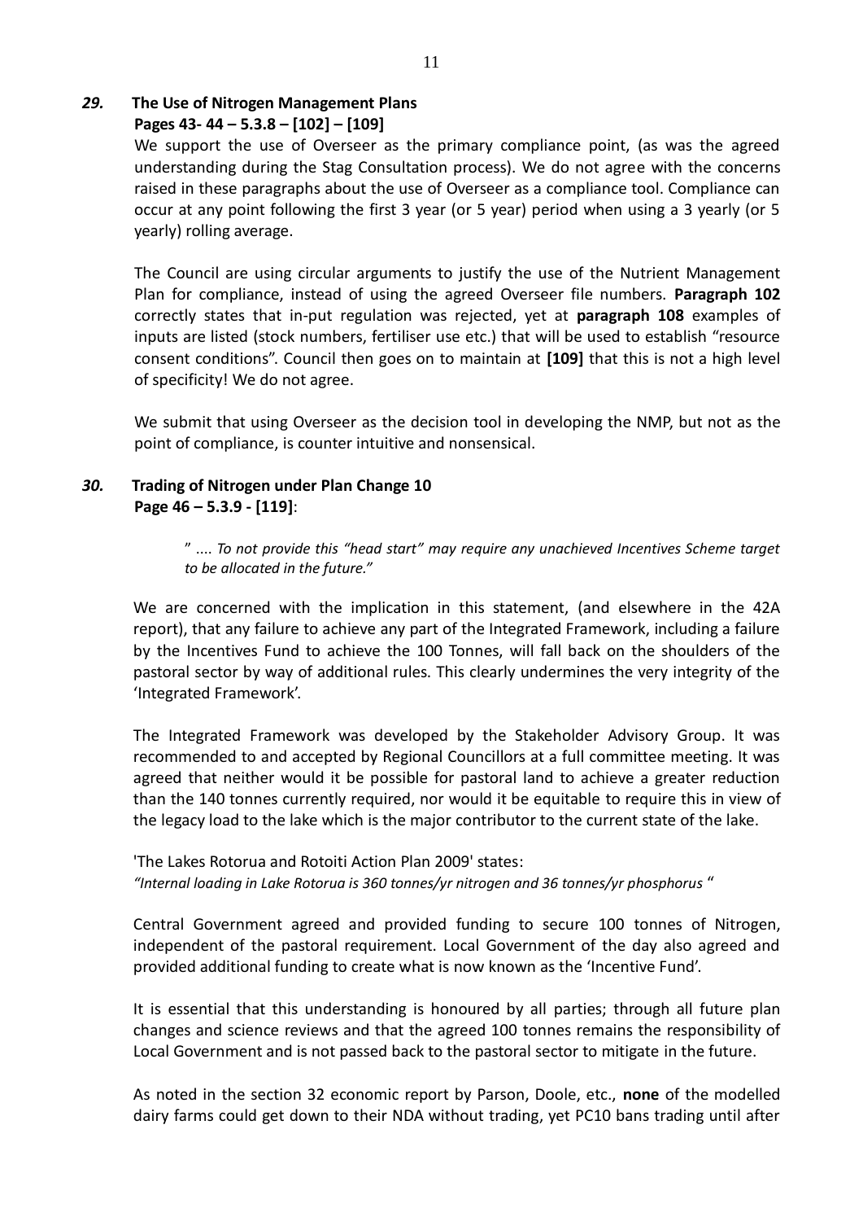## *29.* The Use of Nitrogen Management Plans

**Pages 43- 44 – 5.3.8 – [102] – [109]**

We support the use of Overseer as the primary compliance point, (as was the agreed understanding during the Stag Consultation process). We do not agree with the concerns raised in these paragraphs about the use of Overseer as a compliance tool. Compliance can occur at any point following the first 3 year (or 5 year) period when using a 3 yearly (or 5 yearly) rolling average.

The Council are using circular arguments to justify the use of the Nutrient Management Plan for compliance, instead of using the agreed Overseer file numbers. **Paragraph 102** correctly states that in-put regulation was rejected, yet at **paragraph 108** examples of inputs are listed (stock numbers, fertiliser use etc.) that will be used to establish "resource consent conditions". Council then goes on to maintain at **[109]** that this is not a high level of specificity! We do not agree.

We submit that using Overseer as the decision tool in developing the NMP, but not as the point of compliance, is counter intuitive and nonsensical.

## *30.* Trading of Nitrogen under Plan Change 10

**Page 46 – 5.3.9 - [119]**:

> " .... *To not provide this "head start" may require any unachieved Incentives Scheme target to be allocated in the future."*

We are concerned with the implication in this statement, (and elsewhere in the 42A report), that any failure to achieve any part of the Integrated Framework, including a failure by the Incentives Fund to achieve the 100 Tonnes, will fall back on the shoulders of the pastoral sector by way of additional rules. This clearly undermines the very integrity of the 'Integrated Framework'.

The Integrated Framework was developed by the Stakeholder Advisory Group. It was recommended to and accepted by Regional Councillors at a full committee meeting. It was agreed that neither would it be possible for pastoral land to achieve a greater reduction than the 140 tonnes currently required, nor would it be equitable to require this in view of the legacy load to the lake which is the major contributor to the current state of the lake.

'The Lakes Rotorua and Rotoiti Action Plan 2009' states:
*"Internal loading in Lake Rotorua is 360 tonnes/yr nitrogen and 36 tonnes/yr phosphorus* "

Central Government agreed and provided funding to secure 100 tonnes of Nitrogen, independent of the pastoral requirement. Local Government of the day also agreed and provided additional funding to create what is now known as the 'Incentive Fund'.

It is essential that this understanding is honoured by all parties; through all future plan changes and science reviews and that the agreed 100 tonnes remains the responsibility of Local Government and is not passed back to the pastoral sector to mitigate in the future.

As noted in the section 32 economic report by Parson, Doole, etc., **none** of the modelled dairy farms could get down to their NDA without trading, yet PC10 bans trading until after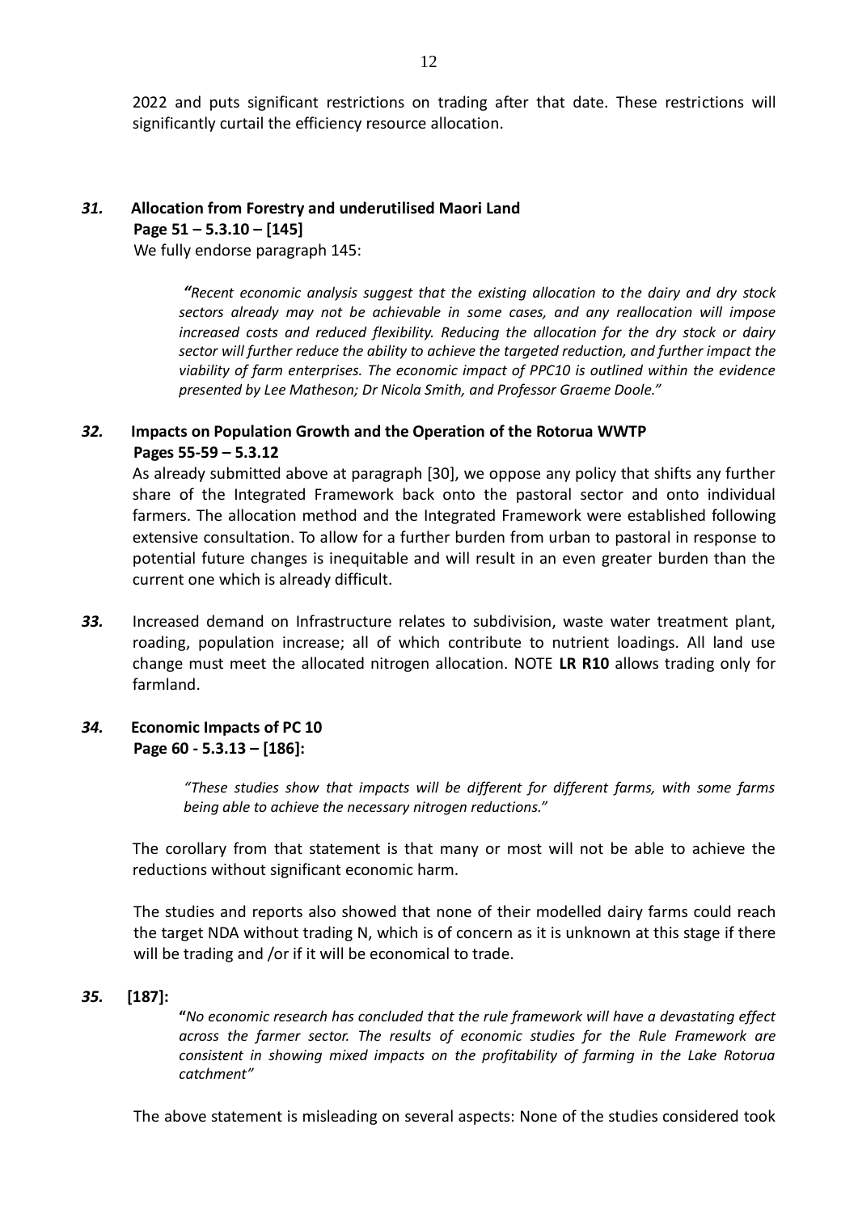2022 and puts significant restrictions on trading after that date. These restrictions will significantly curtail the efficiency resource allocation.

***31.*** **Allocation from Forestry and underutilised Maori Land**
**Page 51 – 5.3.10 – [145]**
We fully endorse paragraph 145:

> ***"****Recent economic analysis suggest that the existing allocation to the dairy and dry stock sectors already may not be achievable in some cases, and any reallocation will impose increased costs and reduced flexibility. Reducing the allocation for the dry stock or dairy sector will further reduce the ability to achieve the targeted reduction, and further impact the viability of farm enterprises. The economic impact of PPC10 is outlined within the evidence presented by Lee Matheson; Dr Nicola Smith, and Professor Graeme Doole."*

***32.*** **Impacts on Population Growth and the Operation of the Rotorua WWTP**
**Pages 55-59 – 5.3.12**
As already submitted above at paragraph [30], we oppose any policy that shifts any further share of the Integrated Framework back onto the pastoral sector and onto individual farmers. The allocation method and the Integrated Framework were established following extensive consultation. To allow for a further burden from urban to pastoral in response to potential future changes is inequitable and will result in an even greater burden than the current one which is already difficult.

***33.*** Increased demand on Infrastructure relates to subdivision, waste water treatment plant, roading, population increase; all of which contribute to nutrient loadings. All land use change must meet the allocated nitrogen allocation. NOTE **LR R10** allows trading only for farmland.

***34.*** **Economic Impacts of PC 10**
**Page 60 - 5.3.13 – [186]:**

> *"These studies show that impacts will be different for different farms, with some farms being able to achieve the necessary nitrogen reductions."*

The corollary from that statement is that many or most will not be able to achieve the reductions without significant economic harm.

The studies and reports also showed that none of their modelled dairy farms could reach the target NDA without trading N, which is of concern as it is unknown at this stage if there will be trading and /or if it will be economical to trade.

***35.*** **[187]:**

> **"***No economic research has concluded that the rule framework will have a devastating effect across the farmer sector. The results of economic studies for the Rule Framework are consistent in showing mixed impacts on the profitability of farming in the Lake Rotorua catchment"*

The above statement is misleading on several aspects: None of the studies considered took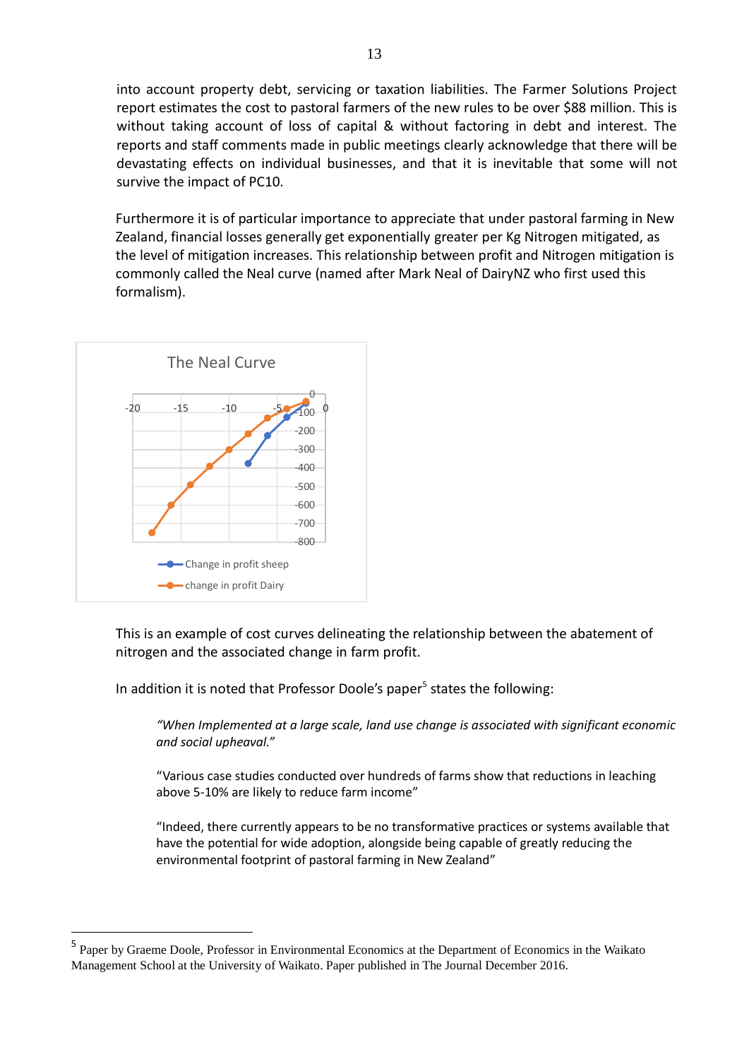into account property debt, servicing or taxation liabilities. The Farmer Solutions Project report estimates the cost to pastoral farmers of the new rules to be over $88 million. This is without taking account of loss of capital & without factoring in debt and interest. The reports and staff comments made in public meetings clearly acknowledge that there will be devastating effects on individual businesses, and that it is inevitable that some will not survive the impact of PC10.

Furthermore it is of particular importance to appreciate that under pastoral farming in New Zealand, financial losses generally get exponentially greater per Kg Nitrogen mitigated, as the level of mitigation increases. This relationship between profit and Nitrogen mitigation is commonly called the Neal curve (named after Mark Neal of DairyNZ who first used this formalism).

The Neal Curve

This is an example of cost curves delineating the relationship between the abatement of nitrogen and the associated change in farm profit.

In addition it is noted that Professor Doole's paper[5] states the following:

> *"When Implemented at a large scale, land use change is associated with significant economic and social upheaval."*
>
> "Various case studies conducted over hundreds of farms show that reductions in leaching above 5-10% are likely to reduce farm income"
>
> "Indeed, there currently appears to be no transformative practices or systems available that have the potential for wide adoption, alongside being capable of greatly reducing the environmental footprint of pastoral farming in New Zealand"

---

[5] Paper by Graeme Doole, Professor in Environmental Economics at the Department of Economics in the Waikato Management School at the University of Waikato. Paper published in The Journal December 2016.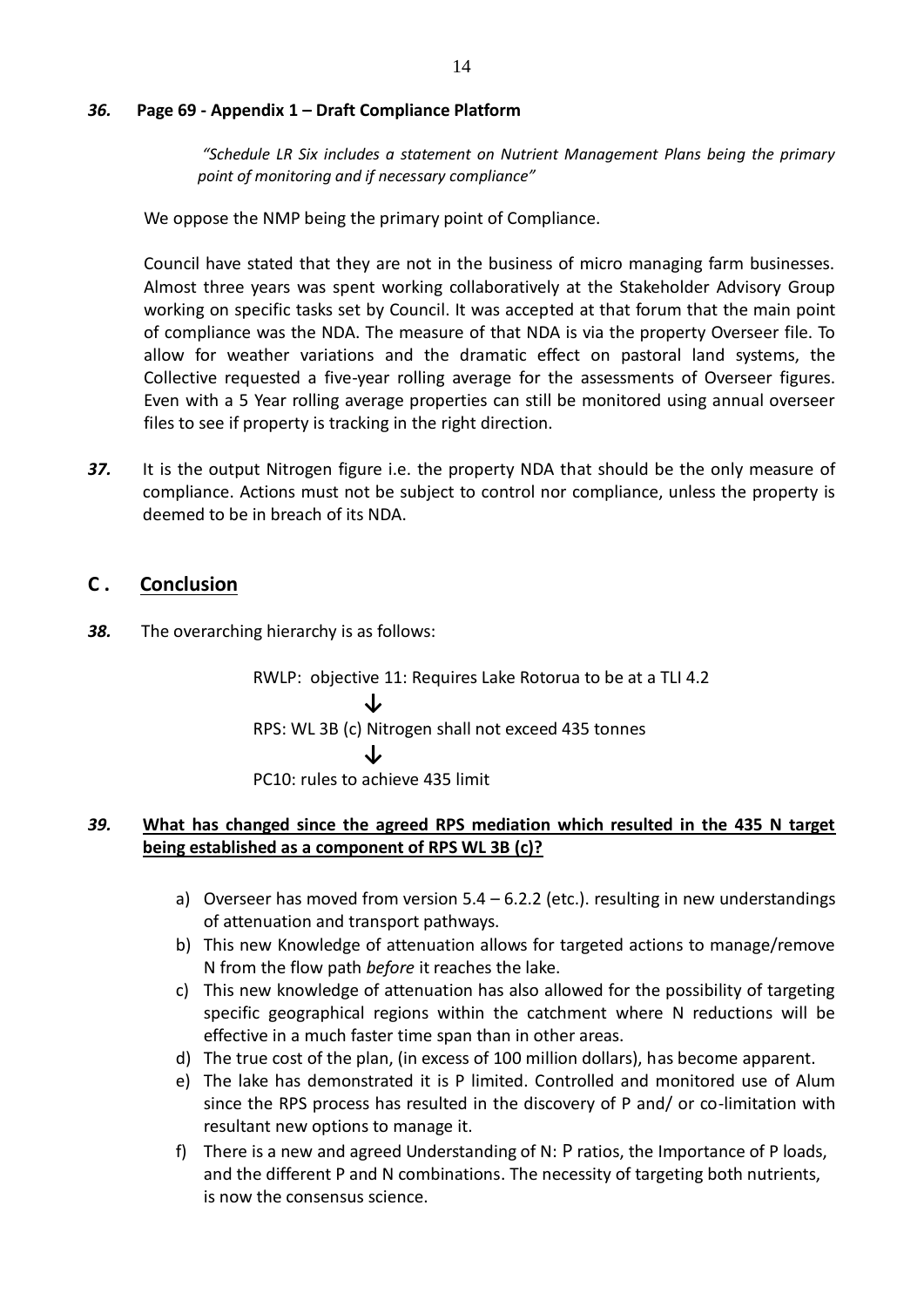***36.*** **Page 69 - Appendix 1 – Draft Compliance Platform**

> *"Schedule LR Six includes a statement on Nutrient Management Plans being the primary point of monitoring and if necessary compliance"*

We oppose the NMP being the primary point of Compliance.

Council have stated that they are not in the business of micro managing farm businesses. Almost three years was spent working collaboratively at the Stakeholder Advisory Group working on specific tasks set by Council. It was accepted at that forum that the main point of compliance was the NDA. The measure of that NDA is via the property Overseer file. To allow for weather variations and the dramatic effect on pastoral land systems, the Collective requested a five-year rolling average for the assessments of Overseer figures. Even with a 5 Year rolling average properties can still be monitored using annual overseer files to see if property is tracking in the right direction.

***37.*** It is the output Nitrogen figure i.e. the property NDA that should be the only measure of compliance. Actions must not be subject to control nor compliance, unless the property is deemed to be in breach of its NDA.

## C . <u>Conclusion</u>

***38.*** The overarching hierarchy is as follows:

RWLP: objective 11: Requires Lake Rotorua to be at a TLI 4.2

↓

RPS: WL 3B (c) Nitrogen shall not exceed 435 tonnes

↓

PC10: rules to achieve 435 limit

***39.*** **<u>What has changed since the agreed RPS mediation which resulted in the 435 N target being established as a component of RPS WL 3B (c)?</u>**

a) Overseer has moved from version 5.4 – 6.2.2 (etc.). resulting in new understandings of attenuation and transport pathways.

b) This new Knowledge of attenuation allows for targeted actions to manage/remove N from the flow path *before* it reaches the lake.

c) This new knowledge of attenuation has also allowed for the possibility of targeting specific geographical regions within the catchment where N reductions will be effective in a much faster time span than in other areas.

d) The true cost of the plan, (in excess of 100 million dollars), has become apparent.

e) The lake has demonstrated it is P limited. Controlled and monitored use of Alum since the RPS process has resulted in the discovery of P and/ or co-limitation with resultant new options to manage it.

f) There is a new and agreed Understanding of N: P ratios, the Importance of P loads, and the different P and N combinations. The necessity of targeting both nutrients, is now the consensus science.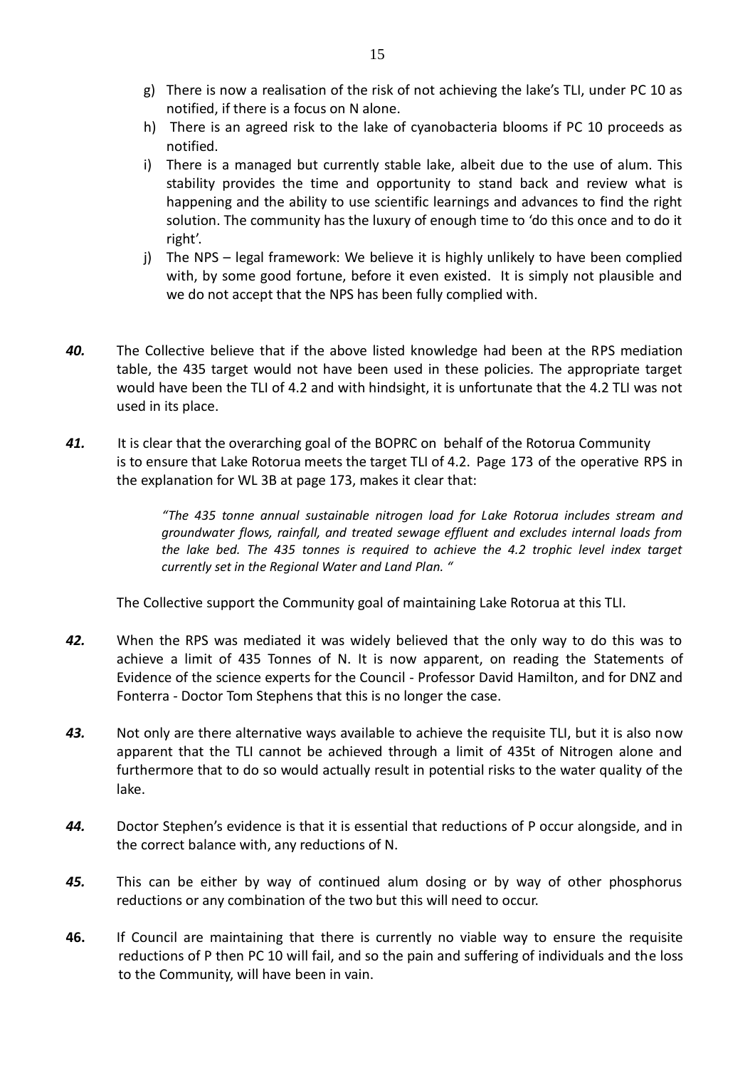g) There is now a realisation of the risk of not achieving the lake's TLI, under PC 10 as notified, if there is a focus on N alone.
h) There is an agreed risk to the lake of cyanobacteria blooms if PC 10 proceeds as notified.
i) There is a managed but currently stable lake, albeit due to the use of alum. This stability provides the time and opportunity to stand back and review what is happening and the ability to use scientific learnings and advances to find the right solution. The community has the luxury of enough time to 'do this once and to do it right'.
j) The NPS – legal framework: We believe it is highly unlikely to have been complied with, by some good fortune, before it even existed. It is simply not plausible and we do not accept that the NPS has been fully complied with.

***40.*** The Collective believe that if the above listed knowledge had been at the RPS mediation table, the 435 target would not have been used in these policies. The appropriate target would have been the TLI of 4.2 and with hindsight, it is unfortunate that the 4.2 TLI was not used in its place.

***41.*** It is clear that the overarching goal of the BOPRC on behalf of the Rotorua Community is to ensure that Lake Rotorua meets the target TLI of 4.2. Page 173 of the operative RPS in the explanation for WL 3B at page 173, makes it clear that:

> *"The 435 tonne annual sustainable nitrogen load for Lake Rotorua includes stream and groundwater flows, rainfall, and treated sewage effluent and excludes internal loads from the lake bed. The 435 tonnes is required to achieve the 4.2 trophic level index target currently set in the Regional Water and Land Plan. "*

The Collective support the Community goal of maintaining Lake Rotorua at this TLI.

***42.*** When the RPS was mediated it was widely believed that the only way to do this was to achieve a limit of 435 Tonnes of N. It is now apparent, on reading the Statements of Evidence of the science experts for the Council - Professor David Hamilton, and for DNZ and Fonterra - Doctor Tom Stephens that this is no longer the case.

***43.*** Not only are there alternative ways available to achieve the requisite TLI, but it is also now apparent that the TLI cannot be achieved through a limit of 435t of Nitrogen alone and furthermore that to do so would actually result in potential risks to the water quality of the lake.

***44.*** Doctor Stephen's evidence is that it is essential that reductions of P occur alongside, and in the correct balance with, any reductions of N.

***45.*** This can be either by way of continued alum dosing or by way of other phosphorus reductions or any combination of the two but this will need to occur.

**46.** If Council are maintaining that there is currently no viable way to ensure the requisite reductions of P then PC 10 will fail, and so the pain and suffering of individuals and the loss to the Community, will have been in vain.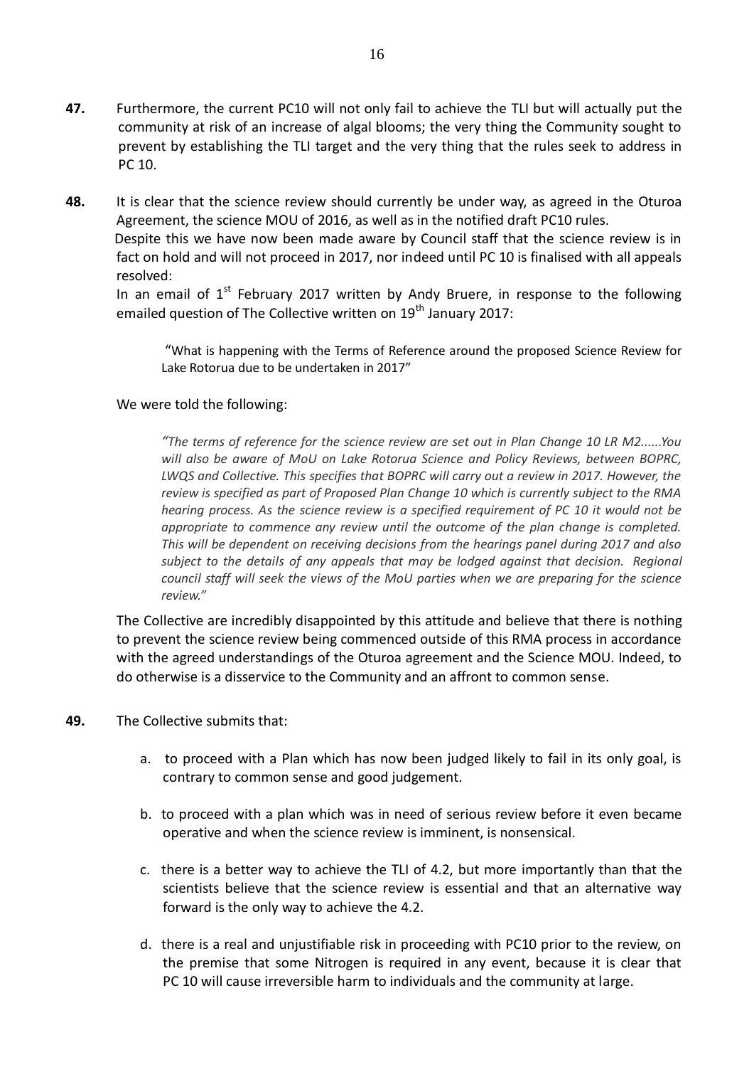**47.** Furthermore, the current PC10 will not only fail to achieve the TLI but will actually put the community at risk of an increase of algal blooms; the very thing the Community sought to prevent by establishing the TLI target and the very thing that the rules seek to address in PC 10.

**48.** It is clear that the science review should currently be under way, as agreed in the Oturoa Agreement, the science MOU of 2016, as well as in the notified draft PC10 rules. Despite this we have now been made aware by Council staff that the science review is in fact on hold and will not proceed in 2017, nor indeed until PC 10 is finalised with all appeals resolved:

In an email of 1st February 2017 written by Andy Bruere, in response to the following emailed question of The Collective written on 19th January 2017:

> "What is happening with the Terms of Reference around the proposed Science Review for Lake Rotorua due to be undertaken in 2017"

We were told the following:

> *"The terms of reference for the science review are set out in Plan Change 10 LR M2......You will also be aware of MoU on Lake Rotorua Science and Policy Reviews, between BOPRC, LWQS and Collective. This specifies that BOPRC will carry out a review in 2017. However, the review is specified as part of Proposed Plan Change 10 which is currently subject to the RMA hearing process. As the science review is a specified requirement of PC 10 it would not be appropriate to commence any review until the outcome of the plan change is completed. This will be dependent on receiving decisions from the hearings panel during 2017 and also subject to the details of any appeals that may be lodged against that decision. Regional council staff will seek the views of the MoU parties when we are preparing for the science review."*

The Collective are incredibly disappointed by this attitude and believe that there is nothing to prevent the science review being commenced outside of this RMA process in accordance with the agreed understandings of the Oturoa agreement and the Science MOU. Indeed, to do otherwise is a disservice to the Community and an affront to common sense.

**49.** The Collective submits that:

a. to proceed with a Plan which has now been judged likely to fail in its only goal, is contrary to common sense and good judgement.

b. to proceed with a plan which was in need of serious review before it even became operative and when the science review is imminent, is nonsensical.

c. there is a better way to achieve the TLI of 4.2, but more importantly than that the scientists believe that the science review is essential and that an alternative way forward is the only way to achieve the 4.2.

d. there is a real and unjustifiable risk in proceeding with PC10 prior to the review, on the premise that some Nitrogen is required in any event, because it is clear that PC 10 will cause irreversible harm to individuals and the community at large.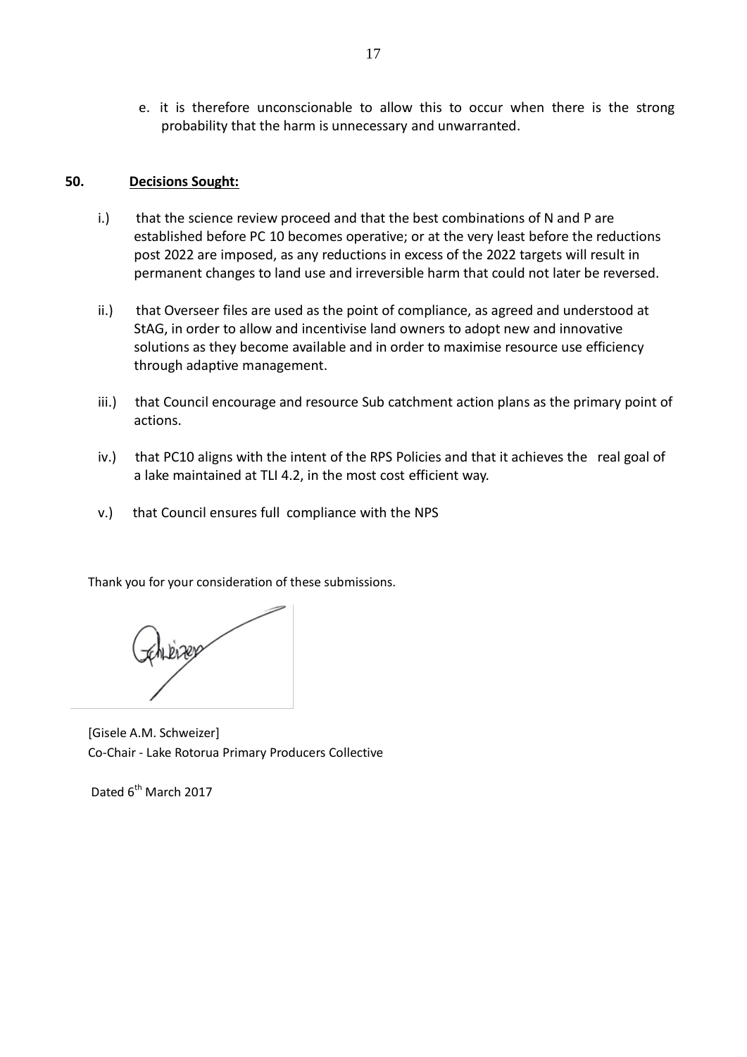e. it is therefore unconscionable to allow this to occur when there is the strong probability that the harm is unnecessary and unwarranted.

**50. Decisions Sought:**

i.) that the science review proceed and that the best combinations of N and P are established before PC 10 becomes operative; or at the very least before the reductions post 2022 are imposed, as any reductions in excess of the 2022 targets will result in permanent changes to land use and irreversible harm that could not later be reversed.

ii.) that Overseer files are used as the point of compliance, as agreed and understood at StAG, in order to allow and incentivise land owners to adopt new and innovative solutions as they become available and in order to maximise resource use efficiency through adaptive management.

iii.) that Council encourage and resource Sub catchment action plans as the primary point of actions.

iv.) that PC10 aligns with the intent of the RPS Policies and that it achieves the real goal of a lake maintained at TLI 4.2, in the most cost efficient way.

v.) that Council ensures full compliance with the NPS

Thank you for your consideration of these submissions.

[Gisele A.M. Schweizer]
Co-Chair - Lake Rotorua Primary Producers Collective

Dated 6th March 2017